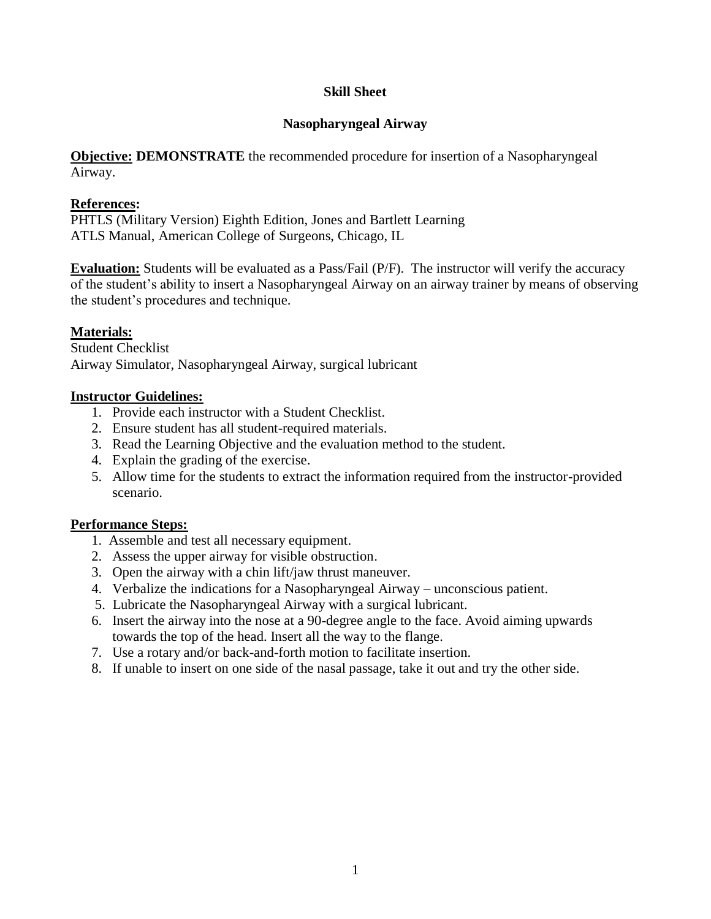# Skill Sheet

## Nasopharyngeal Airway

**Objective:** **DEMONSTRATE** the recommended procedure for insertion of a Nasopharyngeal Airway.

**References:**
PHTLS (Military Version) Eighth Edition, Jones and Bartlett Learning
ATLS Manual, American College of Surgeons, Chicago, IL

**Evaluation:** Students will be evaluated as a Pass/Fail (P/F). The instructor will verify the accuracy of the student's ability to insert a Nasopharyngeal Airway on an airway trainer by means of observing the student's procedures and technique.

**Materials:**
Student Checklist
Airway Simulator, Nasopharyngeal Airway, surgical lubricant

**Instructor Guidelines:**

1. Provide each instructor with a Student Checklist.
2. Ensure student has all student-required materials.
3. Read the Learning Objective and the evaluation method to the student.
4. Explain the grading of the exercise.
5. Allow time for the students to extract the information required from the instructor-provided scenario.

**Performance Steps:**

1. Assemble and test all necessary equipment.
2. Assess the upper airway for visible obstruction.
3. Open the airway with a chin lift/jaw thrust maneuver.
4. Verbalize the indications for a Nasopharyngeal Airway – unconscious patient.
5. Lubricate the Nasopharyngeal Airway with a surgical lubricant.
6. Insert the airway into the nose at a 90-degree angle to the face. Avoid aiming upwards towards the top of the head. Insert all the way to the flange.
7. Use a rotary and/or back-and-forth motion to facilitate insertion.
8. If unable to insert on one side of the nasal passage, take it out and try the other side.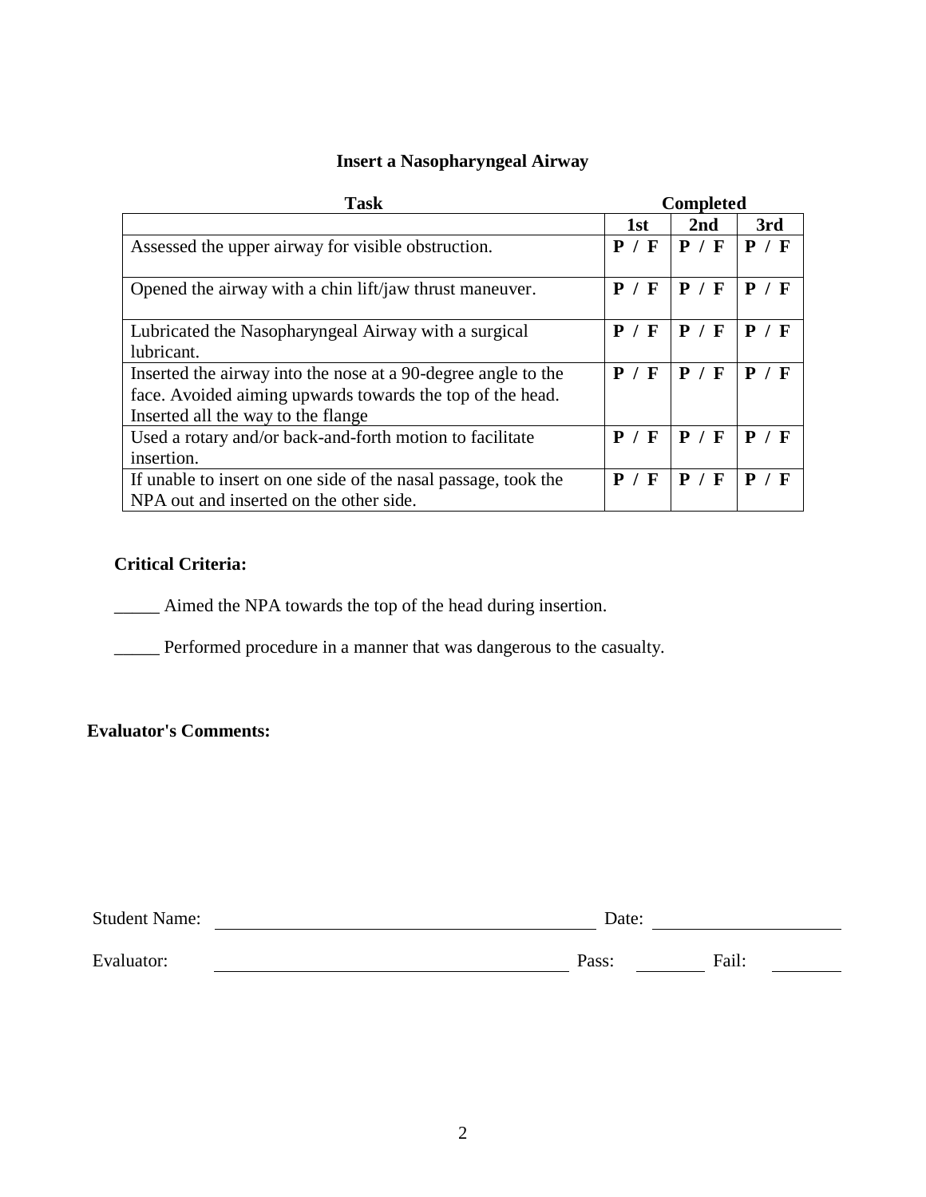## Insert a Nasopharyngeal Airway

| Task | Completed | | |
|---|---|---|---|
| | 1st | 2nd | 3rd |
| Assessed the upper airway for visible obstruction. | **P / F** | **P / F** | **P / F** |
| Opened the airway with a chin lift/jaw thrust maneuver. | **P / F** | **P / F** | **P / F** |
| Lubricated the Nasopharyngeal Airway with a surgical lubricant. | **P / F** | **P / F** | **P / F** |
| Inserted the airway into the nose at a 90-degree angle to the face. Avoided aiming upwards towards the top of the head. Inserted all the way to the flange | **P / F** | **P / F** | **P / F** |
| Used a rotary and/or back-and-forth motion to facilitate insertion. | **P / F** | **P / F** | **P / F** |
| If unable to insert on one side of the nasal passage, took the NPA out and inserted on the other side. | **P / F** | **P / F** | **P / F** |

**Critical Criteria:**

_____ Aimed the NPA towards the top of the head during insertion.

_____ Performed procedure in a manner that was dangerous to the casualty.

**Evaluator's Comments:**

Student Name: ____________________________ Date: ______________

Evaluator: ____________________________ Pass: ________ Fail: ________